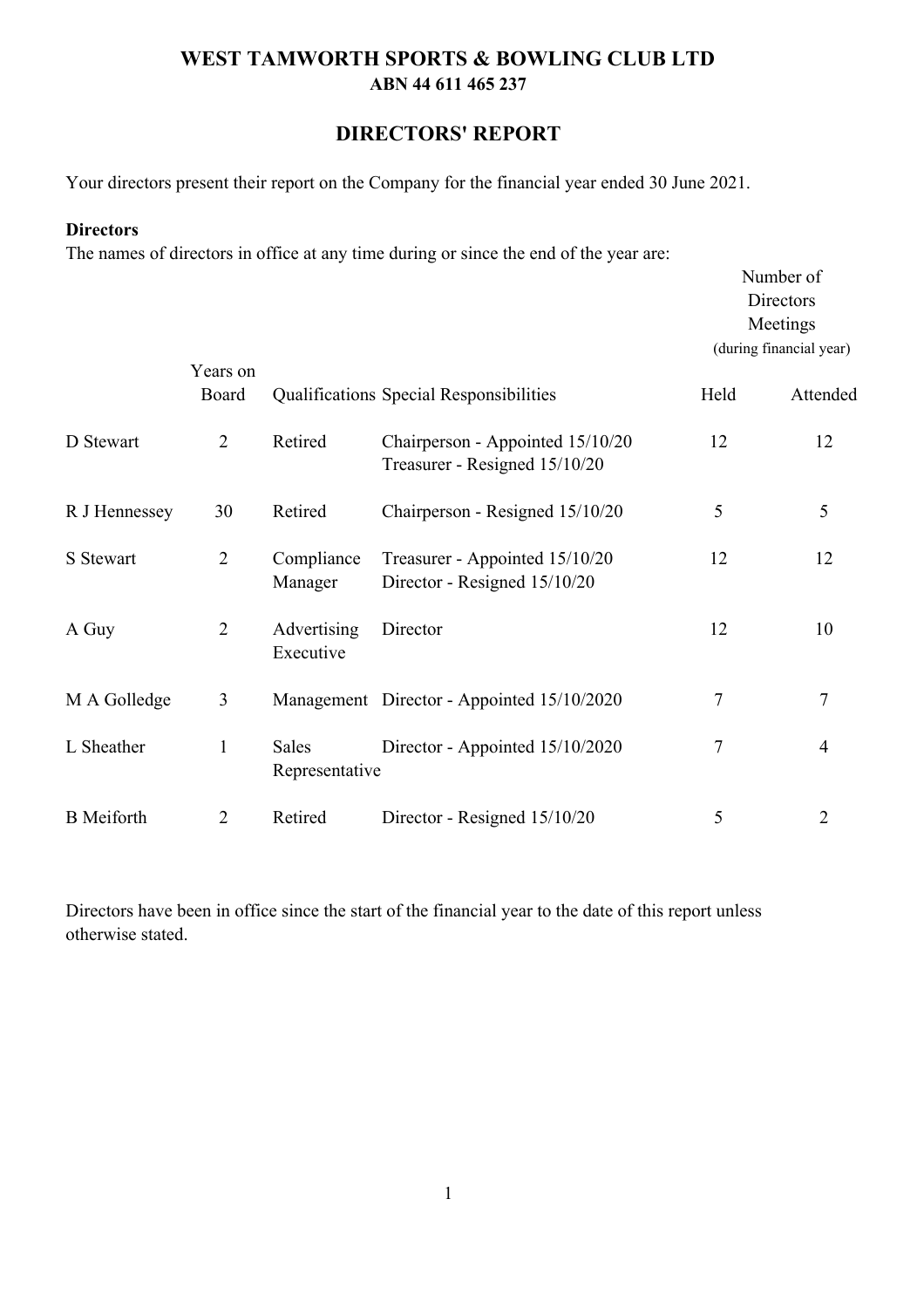# WEST TAMWORTH SPORTS & BOWLING CLUB LTD
**ABN 44 611 465 237**

## DIRECTORS' REPORT

Your directors present their report on the Company for the financial year ended 30 June 2021.

**Directors**

The names of directors in office at any time during or since the end of the year are:

| | Years on Board | Qualifications | Special Responsibilities | Number of Directors Meetings (during financial year) Held | Attended |
|---|---|---|---|---|---|
| D Stewart | 2 | Retired | Chairperson - Appointed 15/10/20<br>Treasurer - Resigned 15/10/20 | 12 | 12 |
| R J Hennessey | 30 | Retired | Chairperson - Resigned 15/10/20 | 5 | 5 |
| S Stewart | 2 | Compliance Manager | Treasurer - Appointed 15/10/20<br>Director - Resigned 15/10/20 | 12 | 12 |
| A Guy | 2 | Advertising Executive | Director | 12 | 10 |
| M A Golledge | 3 | Management | Director - Appointed 15/10/2020 | 7 | 7 |
| L Sheather | 1 | Sales Representative | Director - Appointed 15/10/2020 | 7 | 4 |
| B Meiforth | 2 | Retired | Director - Resigned 15/10/20 | 5 | 2 |

Directors have been in office since the start of the financial year to the date of this report unless otherwise stated.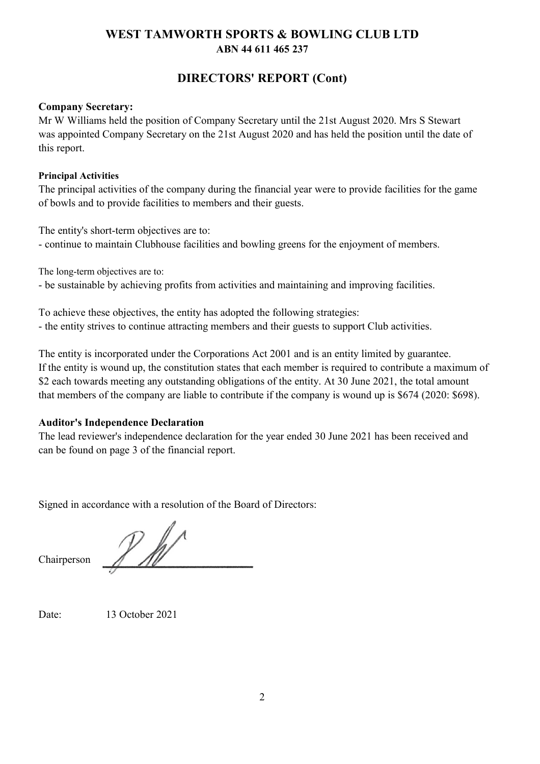# WEST TAMWORTH SPORTS & BOWLING CLUB LTD

**ABN 44 611 465 237**

## DIRECTORS' REPORT (Cont)

**Company Secretary:**

Mr W Williams held the position of Company Secretary until the 21st August 2020. Mrs S Stewart was appointed Company Secretary on the 21st August 2020 and has held the position until the date of this report.

**Principal Activities**

The principal activities of the company during the financial year were to provide facilities for the game of bowls and to provide facilities to members and their guests.

The entity's short-term objectives are to:

- continue to maintain Clubhouse facilities and bowling greens for the enjoyment of members.

The long-term objectives are to:

- be sustainable by achieving profits from activities and maintaining and improving facilities.

To achieve these objectives, the entity has adopted the following strategies:

- the entity strives to continue attracting members and their guests to support Club activities.

The entity is incorporated under the Corporations Act 2001 and is an entity limited by guarantee. If the entity is wound up, the constitution states that each member is required to contribute a maximum of $2 each towards meeting any outstanding obligations of the entity. At 30 June 2021, the total amount that members of the company are liable to contribute if the company is wound up is $674 (2020: $698).

**Auditor's Independence Declaration**

The lead reviewer's independence declaration for the year ended 30 June 2021 has been received and can be found on page 3 of the financial report.

Signed in accordance with a resolution of the Board of Directors:

Chairperson

Date: 13 October 2021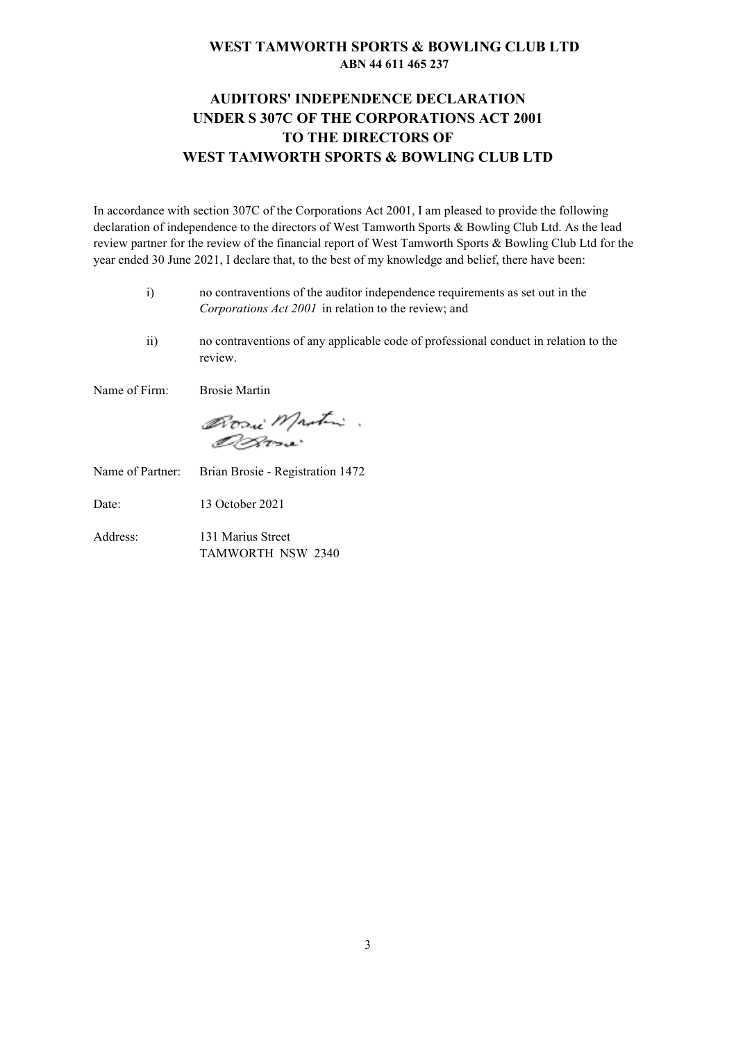**WEST TAMWORTH SPORTS & BOWLING CLUB LTD**
**ABN 44 611 465 237**

# AUDITORS' INDEPENDENCE DECLARATION UNDER S 307C OF THE CORPORATIONS ACT 2001 TO THE DIRECTORS OF WEST TAMWORTH SPORTS & BOWLING CLUB LTD

In accordance with section 307C of the Corporations Act 2001, I am pleased to provide the following declaration of independence to the directors of West Tamworth Sports & Bowling Club Ltd. As the lead review partner for the review of the financial report of West Tamworth Sports & Bowling Club Ltd for the year ended 30 June 2021, I declare that, to the best of my knowledge and belief, there have been:

i) no contraventions of the auditor independence requirements as set out in the *Corporations Act 2001* in relation to the review; and

ii) no contraventions of any applicable code of professional conduct in relation to the review.

Name of Firm: Brosie Martin

Name of Partner: Brian Brosie - Registration 1472

Date: 13 October 2021

Address: 131 Marius Street
TAMWORTH NSW 2340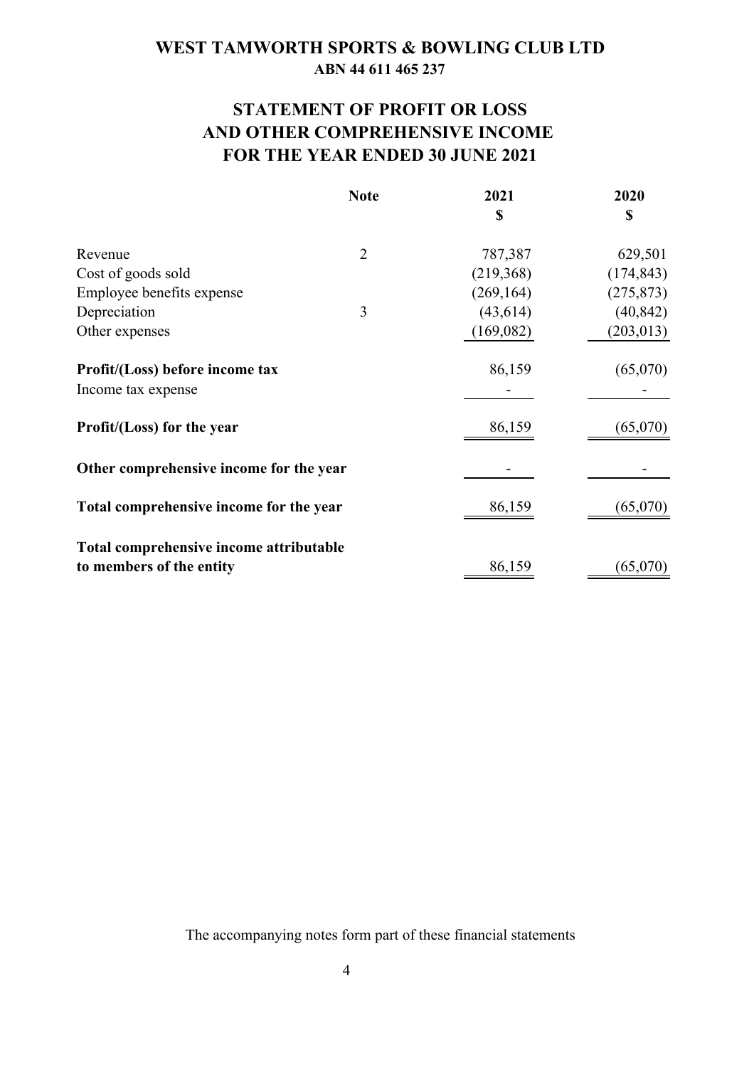# WEST TAMWORTH SPORTS & BOWLING CLUB LTD

**ABN 44 611 465 237**

## STATEMENT OF PROFIT OR LOSS AND OTHER COMPREHENSIVE INCOME FOR THE YEAR ENDED 30 JUNE 2021

| | Note | 2021<br>$ | 2020<br>$ |
|---|---|---|---|
| Revenue | 2 | 787,387 | 629,501 |
| Cost of goods sold | | (219,368) | (174,843) |
| Employee benefits expense | | (269,164) | (275,873) |
| Depreciation | 3 | (43,614) | (40,842) |
| Other expenses | | (169,082) | (203,013) |
| **Profit/(Loss) before income tax** | | 86,159 | (65,070) |
| Income tax expense | | - | - |
| **Profit/(Loss) for the year** | | 86,159 | (65,070) |
| **Other comprehensive income for the year** | | - | - |
| **Total comprehensive income for the year** | | 86,159 | (65,070) |
| **Total comprehensive income attributable to members of the entity** | | 86,159 | (65,070) |

The accompanying notes form part of these financial statements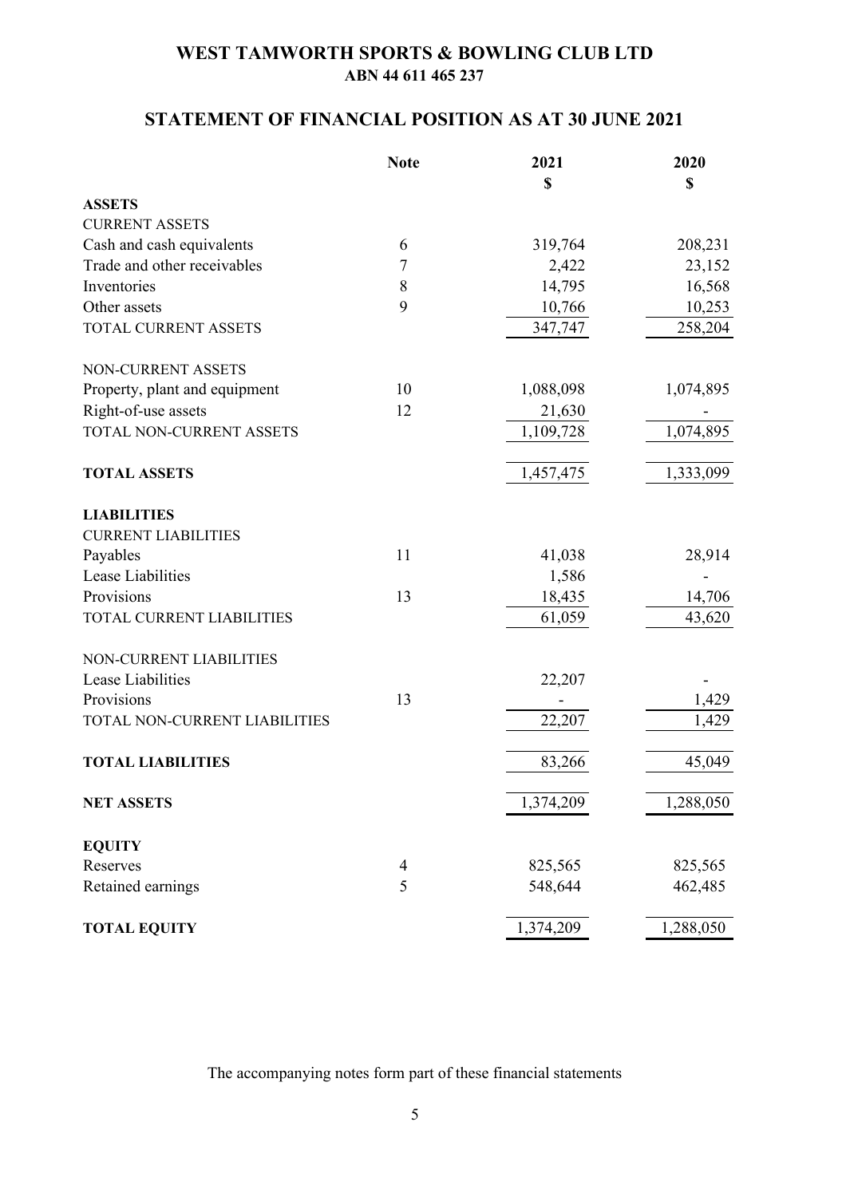# WEST TAMWORTH SPORTS & BOWLING CLUB LTD

**ABN 44 611 465 237**

## STATEMENT OF FINANCIAL POSITION AS AT 30 JUNE 2021

| | Note | 2021 | 2020 |
|---|---|---|---|
| | | $ | $ |
| **ASSETS** | | | |
| CURRENT ASSETS | | | |
| Cash and cash equivalents | 6 | 319,764 | 208,231 |
| Trade and other receivables | 7 | 2,422 | 23,152 |
| Inventories | 8 | 14,795 | 16,568 |
| Other assets | 9 | 10,766 | 10,253 |
| TOTAL CURRENT ASSETS | | 347,747 | 258,204 |
| NON-CURRENT ASSETS | | | |
| Property, plant and equipment | 10 | 1,088,098 | 1,074,895 |
| Right-of-use assets | 12 | 21,630 | - |
| TOTAL NON-CURRENT ASSETS | | 1,109,728 | 1,074,895 |
| **TOTAL ASSETS** | | 1,457,475 | 1,333,099 |
| **LIABILITIES** | | | |
| CURRENT LIABILITIES | | | |
| Payables | 11 | 41,038 | 28,914 |
| Lease Liabilities | | 1,586 | - |
| Provisions | 13 | 18,435 | 14,706 |
| TOTAL CURRENT LIABILITIES | | 61,059 | 43,620 |
| NON-CURRENT LIABILITIES | | | |
| Lease Liabilities | | 22,207 | - |
| Provisions | 13 | - | 1,429 |
| TOTAL NON-CURRENT LIABILITIES | | 22,207 | 1,429 |
| **TOTAL LIABILITIES** | | 83,266 | 45,049 |
| **NET ASSETS** | | 1,374,209 | 1,288,050 |
| **EQUITY** | | | |
| Reserves | 4 | 825,565 | 825,565 |
| Retained earnings | 5 | 548,644 | 462,485 |
| **TOTAL EQUITY** | | 1,374,209 | 1,288,050 |

The accompanying notes form part of these financial statements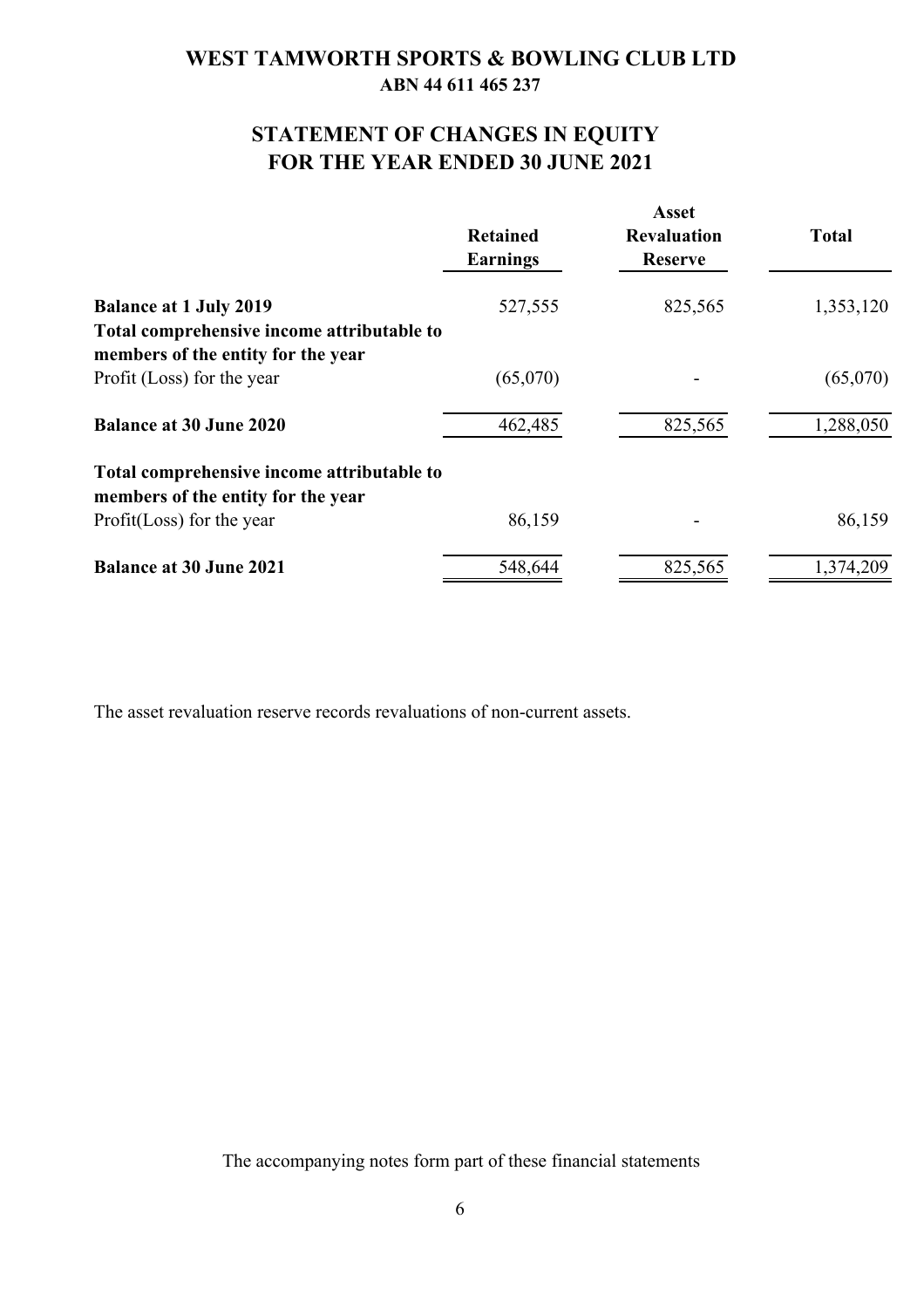# WEST TAMWORTH SPORTS & BOWLING CLUB LTD

**ABN 44 611 465 237**

## STATEMENT OF CHANGES IN EQUITY
## FOR THE YEAR ENDED 30 JUNE 2021

| | Retained Earnings | Asset Revaluation Reserve | Total |
|---|---|---|---|
| **Balance at 1 July 2019** | 527,555 | 825,565 | 1,353,120 |
| **Total comprehensive income attributable to members of the entity for the year** | | | |
| Profit (Loss) for the year | (65,070) | - | (65,070) |
| **Balance at 30 June 2020** | 462,485 | 825,565 | 1,288,050 |
| **Total comprehensive income attributable to members of the entity for the year** | | | |
| Profit(Loss) for the year | 86,159 | - | 86,159 |
| **Balance at 30 June 2021** | 548,644 | 825,565 | 1,374,209 |

The asset revaluation reserve records revaluations of non-current assets.

The accompanying notes form part of these financial statements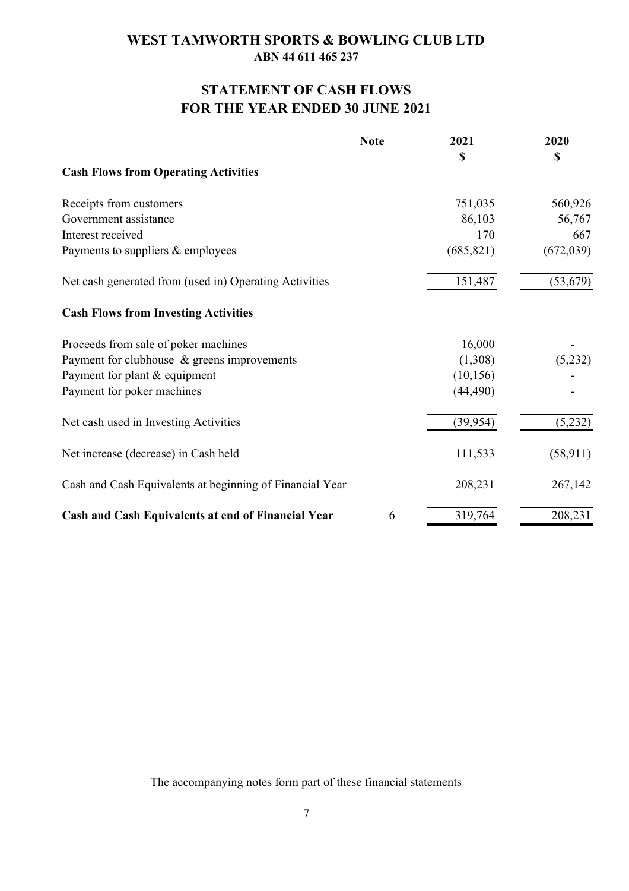# WEST TAMWORTH SPORTS & BOWLING CLUB LTD

**ABN 44 611 465 237**

## STATEMENT OF CASH FLOWS
## FOR THE YEAR ENDED 30 JUNE 2021

| | Note | 2021<br>$ | 2020<br>$ |
|---|---|---|---|
| **Cash Flows from Operating Activities** | | | |
| Receipts from customers | | 751,035 | 560,926 |
| Government assistance | | 86,103 | 56,767 |
| Interest received | | 170 | 667 |
| Payments to suppliers & employees | | (685,821) | (672,039) |
| Net cash generated from (used in) Operating Activities | | 151,487 | (53,679) |
| **Cash Flows from Investing Activities** | | | |
| Proceeds from sale of poker machines | | 16,000 | - |
| Payment for clubhouse & greens improvements | | (1,308) | (5,232) |
| Payment for plant & equipment | | (10,156) | - |
| Payment for poker machines | | (44,490) | - |
| Net cash used in Investing Activities | | (39,954) | (5,232) |
| Net increase (decrease) in Cash held | | 111,533 | (58,911) |
| Cash and Cash Equivalents at beginning of Financial Year | | 208,231 | 267,142 |
| **Cash and Cash Equivalents at end of Financial Year** | 6 | 319,764 | 208,231 |

The accompanying notes form part of these financial statements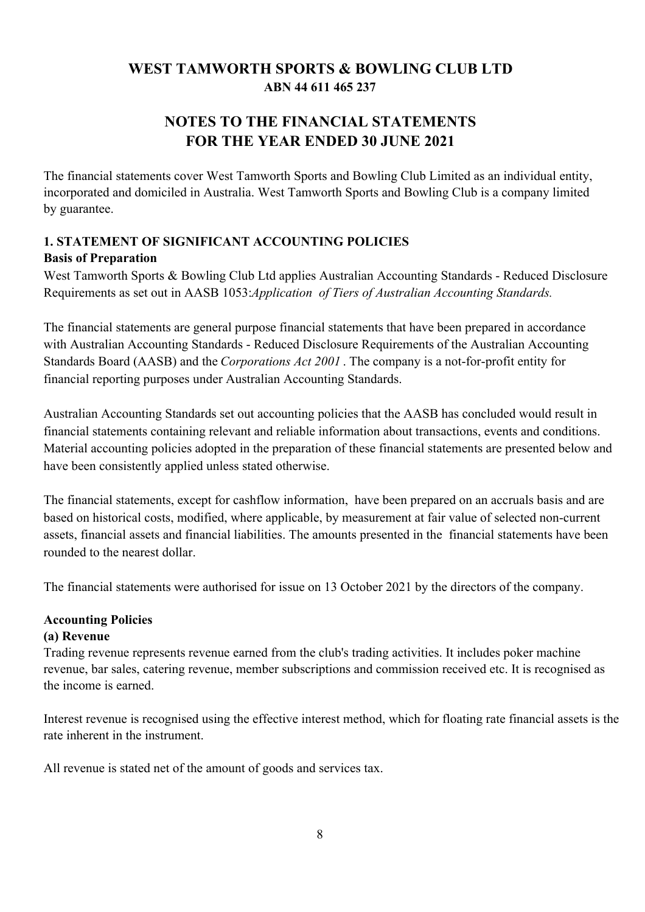# WEST TAMWORTH SPORTS & BOWLING CLUB LTD
**ABN 44 611 465 237**

## NOTES TO THE FINANCIAL STATEMENTS FOR THE YEAR ENDED 30 JUNE 2021

The financial statements cover West Tamworth Sports and Bowling Club Limited as an individual entity, incorporated and domiciled in Australia. West Tamworth Sports and Bowling Club is a company limited by guarantee.

### 1. STATEMENT OF SIGNIFICANT ACCOUNTING POLICIES

**Basis of Preparation**

West Tamworth Sports & Bowling Club Ltd applies Australian Accounting Standards - Reduced Disclosure Requirements as set out in AASB 1053:*Application of Tiers of Australian Accounting Standards.*

The financial statements are general purpose financial statements that have been prepared in accordance with Australian Accounting Standards - Reduced Disclosure Requirements of the Australian Accounting Standards Board (AASB) and the *Corporations Act 2001* . The company is a not-for-profit entity for financial reporting purposes under Australian Accounting Standards.

Australian Accounting Standards set out accounting policies that the AASB has concluded would result in financial statements containing relevant and reliable information about transactions, events and conditions. Material accounting policies adopted in the preparation of these financial statements are presented below and have been consistently applied unless stated otherwise.

The financial statements, except for cashflow information, have been prepared on an accruals basis and are based on historical costs, modified, where applicable, by measurement at fair value of selected non-current assets, financial assets and financial liabilities. The amounts presented in the financial statements have been rounded to the nearest dollar.

The financial statements were authorised for issue on 13 October 2021 by the directors of the company.

**Accounting Policies**

**(a) Revenue**

Trading revenue represents revenue earned from the club's trading activities. It includes poker machine revenue, bar sales, catering revenue, member subscriptions and commission received etc. It is recognised as the income is earned.

Interest revenue is recognised using the effective interest method, which for floating rate financial assets is the rate inherent in the instrument.

All revenue is stated net of the amount of goods and services tax.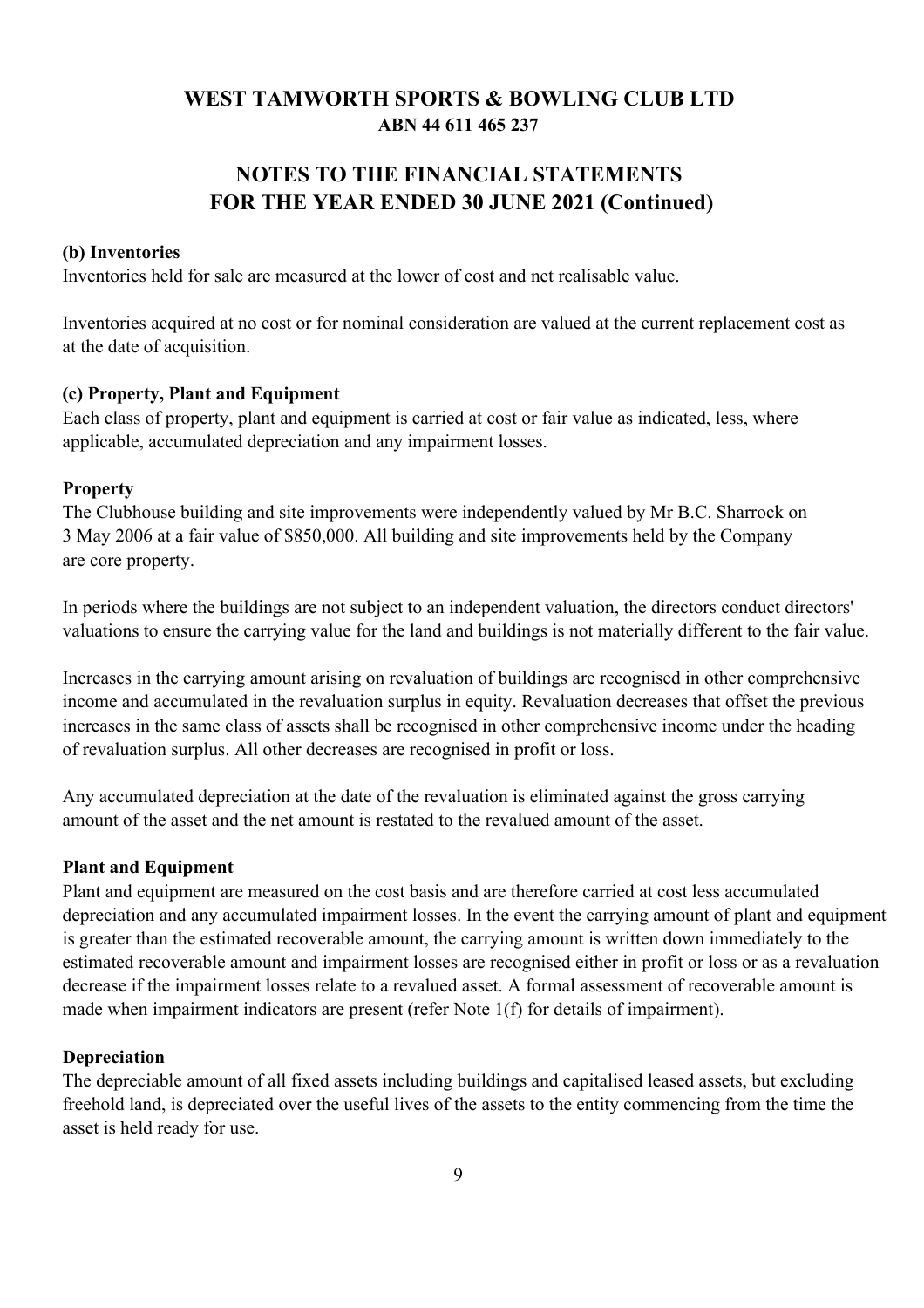### (b) Inventories

Inventories held for sale are measured at the lower of cost and net realisable value.

Inventories acquired at no cost or for nominal consideration are valued at the current replacement cost as at the date of acquisition.

### (c) Property, Plant and Equipment

Each class of property, plant and equipment is carried at cost or fair value as indicated, less, where applicable, accumulated depreciation and any impairment losses.

**Property**

The Clubhouse building and site improvements were independently valued by Mr B.C. Sharrock on 3 May 2006 at a fair value of $850,000. All building and site improvements held by the Company are core property.

In periods where the buildings are not subject to an independent valuation, the directors conduct directors' valuations to ensure the carrying value for the land and buildings is not materially different to the fair value.

Increases in the carrying amount arising on revaluation of buildings are recognised in other comprehensive income and accumulated in the revaluation surplus in equity. Revaluation decreases that offset the previous increases in the same class of assets shall be recognised in other comprehensive income under the heading of revaluation surplus. All other decreases are recognised in profit or loss.

Any accumulated depreciation at the date of the revaluation is eliminated against the gross carrying amount of the asset and the net amount is restated to the revalued amount of the asset.

**Plant and Equipment**

Plant and equipment are measured on the cost basis and are therefore carried at cost less accumulated depreciation and any accumulated impairment losses. In the event the carrying amount of plant and equipment is greater than the estimated recoverable amount, the carrying amount is written down immediately to the estimated recoverable amount and impairment losses are recognised either in profit or loss or as a revaluation decrease if the impairment losses relate to a revalued asset. A formal assessment of recoverable amount is made when impairment indicators are present (refer Note 1(f) for details of impairment).

**Depreciation**

The depreciable amount of all fixed assets including buildings and capitalised leased assets, but excluding freehold land, is depreciated over the useful lives of the assets to the entity commencing from the time the asset is held ready for use.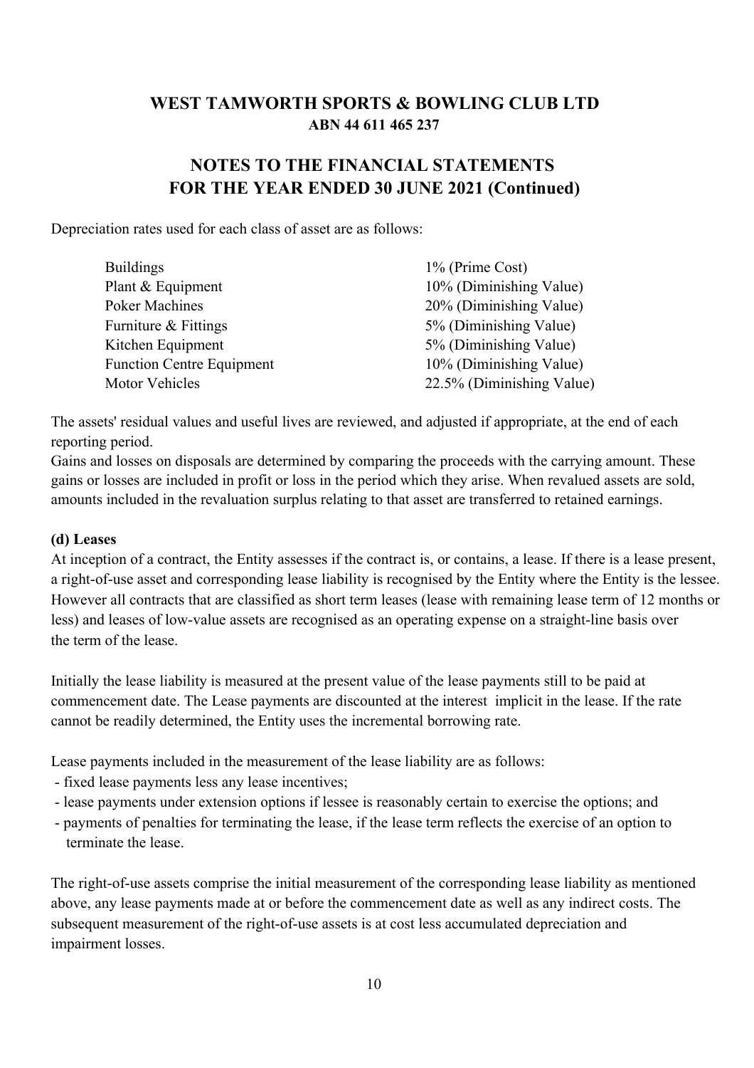# WEST TAMWORTH SPORTS & BOWLING CLUB LTD
## ABN 44 611 465 237

## NOTES TO THE FINANCIAL STATEMENTS
## FOR THE YEAR ENDED 30 JUNE 2021 (Continued)

Depreciation rates used for each class of asset are as follows:

| | |
|---|---|
| Buildings | 1% (Prime Cost) |
| Plant & Equipment | 10% (Diminishing Value) |
| Poker Machines | 20% (Diminishing Value) |
| Furniture & Fittings | 5% (Diminishing Value) |
| Kitchen Equipment | 5% (Diminishing Value) |
| Function Centre Equipment | 10% (Diminishing Value) |
| Motor Vehicles | 22.5% (Diminishing Value) |

The assets' residual values and useful lives are reviewed, and adjusted if appropriate, at the end of each reporting period.
Gains and losses on disposals are determined by comparing the proceeds with the carrying amount. These gains or losses are included in profit or loss in the period which they arise. When revalued assets are sold, amounts included in the revaluation surplus relating to that asset are transferred to retained earnings.

**(d) Leases**
At inception of a contract, the Entity assesses if the contract is, or contains, a lease. If there is a lease present, a right-of-use asset and corresponding lease liability is recognised by the Entity where the Entity is the lessee. However all contracts that are classified as short term leases (lease with remaining lease term of 12 months or less) and leases of low-value assets are recognised as an operating expense on a straight-line basis over the term of the lease.

Initially the lease liability is measured at the present value of the lease payments still to be paid at commencement date. The Lease payments are discounted at the interest implicit in the lease. If the rate cannot be readily determined, the Entity uses the incremental borrowing rate.

Lease payments included in the measurement of the lease liability are as follows:
- fixed lease payments less any lease incentives;
- lease payments under extension options if lessee is reasonably certain to exercise the options; and
- payments of penalties for terminating the lease, if the lease term reflects the exercise of an option to terminate the lease.

The right-of-use assets comprise the initial measurement of the corresponding lease liability as mentioned above, any lease payments made at or before the commencement date as well as any indirect costs. The subsequent measurement of the right-of-use assets is at cost less accumulated depreciation and impairment losses.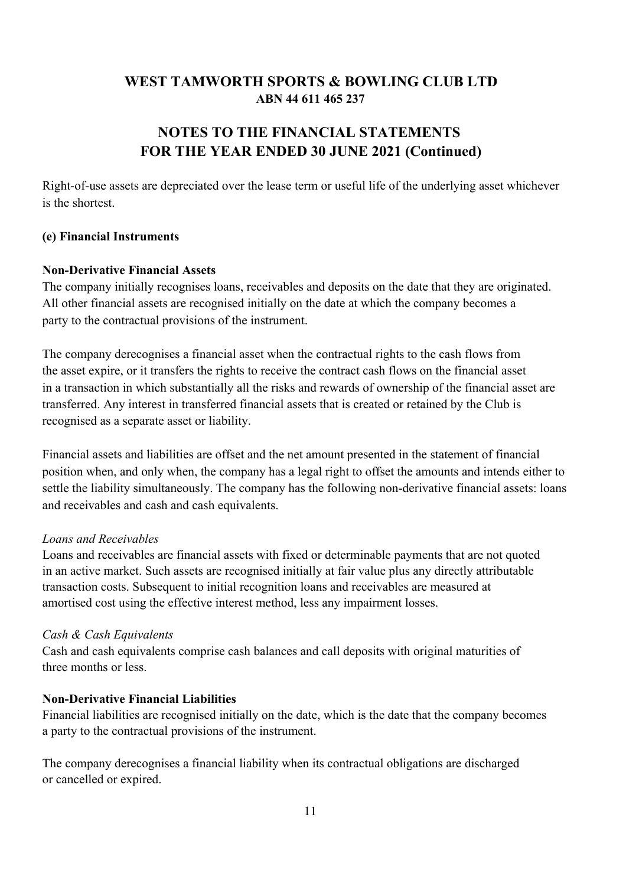Right-of-use assets are depreciated over the lease term or useful life of the underlying asset whichever is the shortest.

**(e) Financial Instruments**

**Non-Derivative Financial Assets**

The company initially recognises loans, receivables and deposits on the date that they are originated. All other financial assets are recognised initially on the date at which the company becomes a party to the contractual provisions of the instrument.

The company derecognises a financial asset when the contractual rights to the cash flows from the asset expire, or it transfers the rights to receive the contract cash flows on the financial asset in a transaction in which substantially all the risks and rewards of ownership of the financial asset are transferred. Any interest in transferred financial assets that is created or retained by the Club is recognised as a separate asset or liability.

Financial assets and liabilities are offset and the net amount presented in the statement of financial position when, and only when, the company has a legal right to offset the amounts and intends either to settle the liability simultaneously. The company has the following non-derivative financial assets: loans and receivables and cash and cash equivalents.

*Loans and Receivables*

Loans and receivables are financial assets with fixed or determinable payments that are not quoted in an active market. Such assets are recognised initially at fair value plus any directly attributable transaction costs. Subsequent to initial recognition loans and receivables are measured at amortised cost using the effective interest method, less any impairment losses.

*Cash & Cash Equivalents*

Cash and cash equivalents comprise cash balances and call deposits with original maturities of three months or less.

**Non-Derivative Financial Liabilities**

Financial liabilities are recognised initially on the date, which is the date that the company becomes a party to the contractual provisions of the instrument.

The company derecognises a financial liability when its contractual obligations are discharged or cancelled or expired.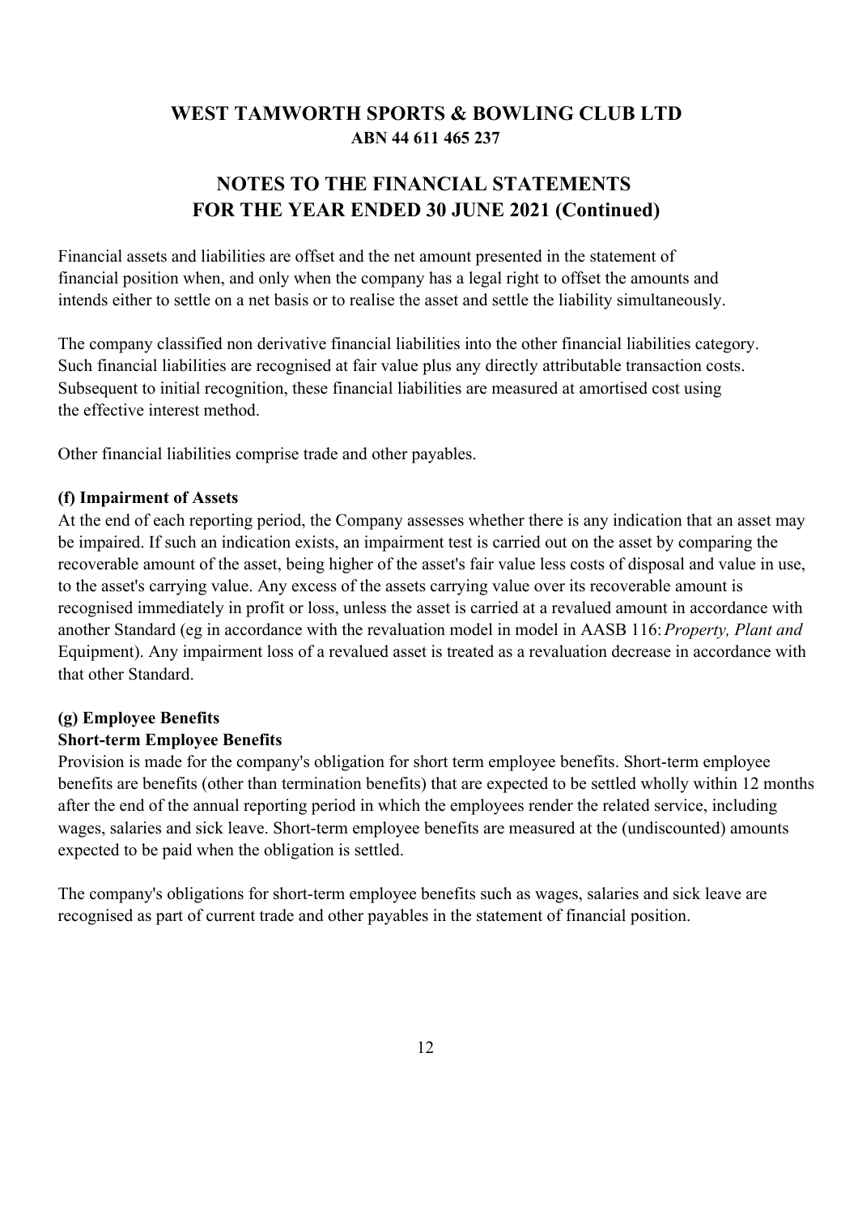Financial assets and liabilities are offset and the net amount presented in the statement of financial position when, and only when the company has a legal right to offset the amounts and intends either to settle on a net basis or to realise the asset and settle the liability simultaneously.

The company classified non derivative financial liabilities into the other financial liabilities category. Such financial liabilities are recognised at fair value plus any directly attributable transaction costs. Subsequent to initial recognition, these financial liabilities are measured at amortised cost using the effective interest method.

Other financial liabilities comprise trade and other payables.

**(f) Impairment of Assets**

At the end of each reporting period, the Company assesses whether there is any indication that an asset may be impaired. If such an indication exists, an impairment test is carried out on the asset by comparing the recoverable amount of the asset, being higher of the asset's fair value less costs of disposal and value in use, to the asset's carrying value. Any excess of the assets carrying value over its recoverable amount is recognised immediately in profit or loss, unless the asset is carried at a revalued amount in accordance with another Standard (eg in accordance with the revaluation model in model in AASB 116: *Property, Plant and* Equipment). Any impairment loss of a revalued asset is treated as a revaluation decrease in accordance with that other Standard.

**(g) Employee Benefits**

**Short-term Employee Benefits**

Provision is made for the company's obligation for short term employee benefits. Short-term employee benefits are benefits (other than termination benefits) that are expected to be settled wholly within 12 months after the end of the annual reporting period in which the employees render the related service, including wages, salaries and sick leave. Short-term employee benefits are measured at the (undiscounted) amounts expected to be paid when the obligation is settled.

The company's obligations for short-term employee benefits such as wages, salaries and sick leave are recognised as part of current trade and other payables in the statement of financial position.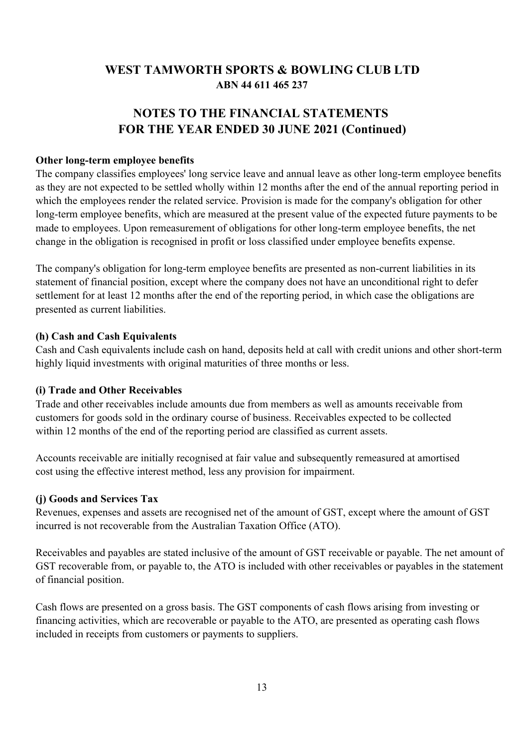# WEST TAMWORTH SPORTS & BOWLING CLUB LTD
**ABN 44 611 465 237**

## NOTES TO THE FINANCIAL STATEMENTS FOR THE YEAR ENDED 30 JUNE 2021 (Continued)

**Other long-term employee benefits**

The company classifies employees' long service leave and annual leave as other long-term employee benefits as they are not expected to be settled wholly within 12 months after the end of the annual reporting period in which the employees render the related service. Provision is made for the company's obligation for other long-term employee benefits, which are measured at the present value of the expected future payments to be made to employees. Upon remeasurement of obligations for other long-term employee benefits, the net change in the obligation is recognised in profit or loss classified under employee benefits expense.

The company's obligation for long-term employee benefits are presented as non-current liabilities in its statement of financial position, except where the company does not have an unconditional right to defer settlement for at least 12 months after the end of the reporting period, in which case the obligations are presented as current liabilities.

**(h) Cash and Cash Equivalents**

Cash and Cash equivalents include cash on hand, deposits held at call with credit unions and other short-term highly liquid investments with original maturities of three months or less.

**(i) Trade and Other Receivables**

Trade and other receivables include amounts due from members as well as amounts receivable from customers for goods sold in the ordinary course of business. Receivables expected to be collected within 12 months of the end of the reporting period are classified as current assets.

Accounts receivable are initially recognised at fair value and subsequently remeasured at amortised cost using the effective interest method, less any provision for impairment.

**(j) Goods and Services Tax**

Revenues, expenses and assets are recognised net of the amount of GST, except where the amount of GST incurred is not recoverable from the Australian Taxation Office (ATO).

Receivables and payables are stated inclusive of the amount of GST receivable or payable. The net amount of GST recoverable from, or payable to, the ATO is included with other receivables or payables in the statement of financial position.

Cash flows are presented on a gross basis. The GST components of cash flows arising from investing or financing activities, which are recoverable or payable to the ATO, are presented as operating cash flows included in receipts from customers or payments to suppliers.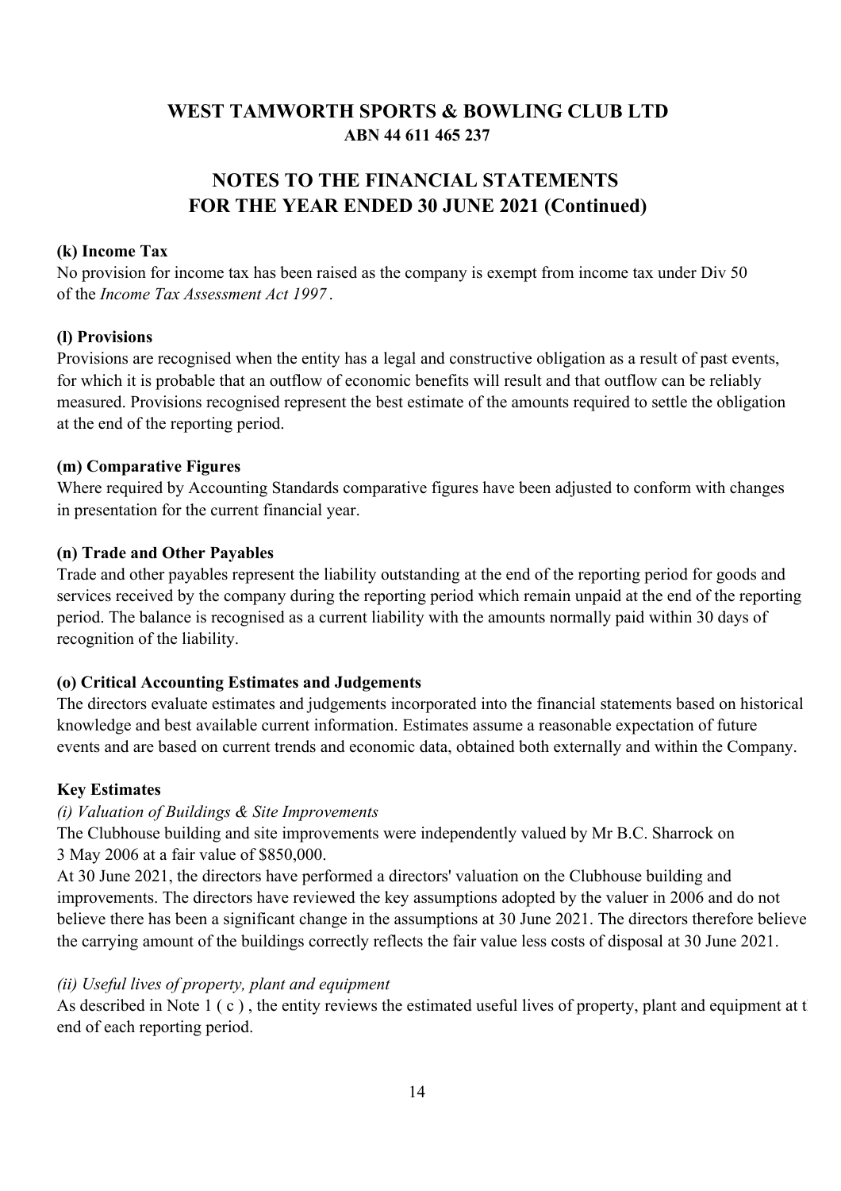# WEST TAMWORTH SPORTS & BOWLING CLUB LTD
**ABN 44 611 465 237**

## NOTES TO THE FINANCIAL STATEMENTS FOR THE YEAR ENDED 30 JUNE 2021 (Continued)

**(k) Income Tax**

No provision for income tax has been raised as the company is exempt from income tax under Div 50 of the *Income Tax Assessment Act 1997* .

**(l) Provisions**

Provisions are recognised when the entity has a legal and constructive obligation as a result of past events, for which it is probable that an outflow of economic benefits will result and that outflow can be reliably measured. Provisions recognised represent the best estimate of the amounts required to settle the obligation at the end of the reporting period.

**(m) Comparative Figures**

Where required by Accounting Standards comparative figures have been adjusted to conform with changes in presentation for the current financial year.

**(n) Trade and Other Payables**

Trade and other payables represent the liability outstanding at the end of the reporting period for goods and services received by the company during the reporting period which remain unpaid at the end of the reporting period. The balance is recognised as a current liability with the amounts normally paid within 30 days of recognition of the liability.

**(o) Critical Accounting Estimates and Judgements**

The directors evaluate estimates and judgements incorporated into the financial statements based on historical knowledge and best available current information. Estimates assume a reasonable expectation of future events and are based on current trends and economic data, obtained both externally and within the Company.

**Key Estimates**

*(i) Valuation of Buildings & Site Improvements*

The Clubhouse building and site improvements were independently valued by Mr B.C. Sharrock on 3 May 2006 at a fair value of $850,000.

At 30 June 2021, the directors have performed a directors' valuation on the Clubhouse building and improvements. The directors have reviewed the key assumptions adopted by the valuer in 2006 and do not believe there has been a significant change in the assumptions at 30 June 2021. The directors therefore believe the carrying amount of the buildings correctly reflects the fair value less costs of disposal at 30 June 2021.

*(ii) Useful lives of property, plant and equipment*

As described in Note 1 ( c ) , the entity reviews the estimated useful lives of property, plant and equipment at t end of each reporting period.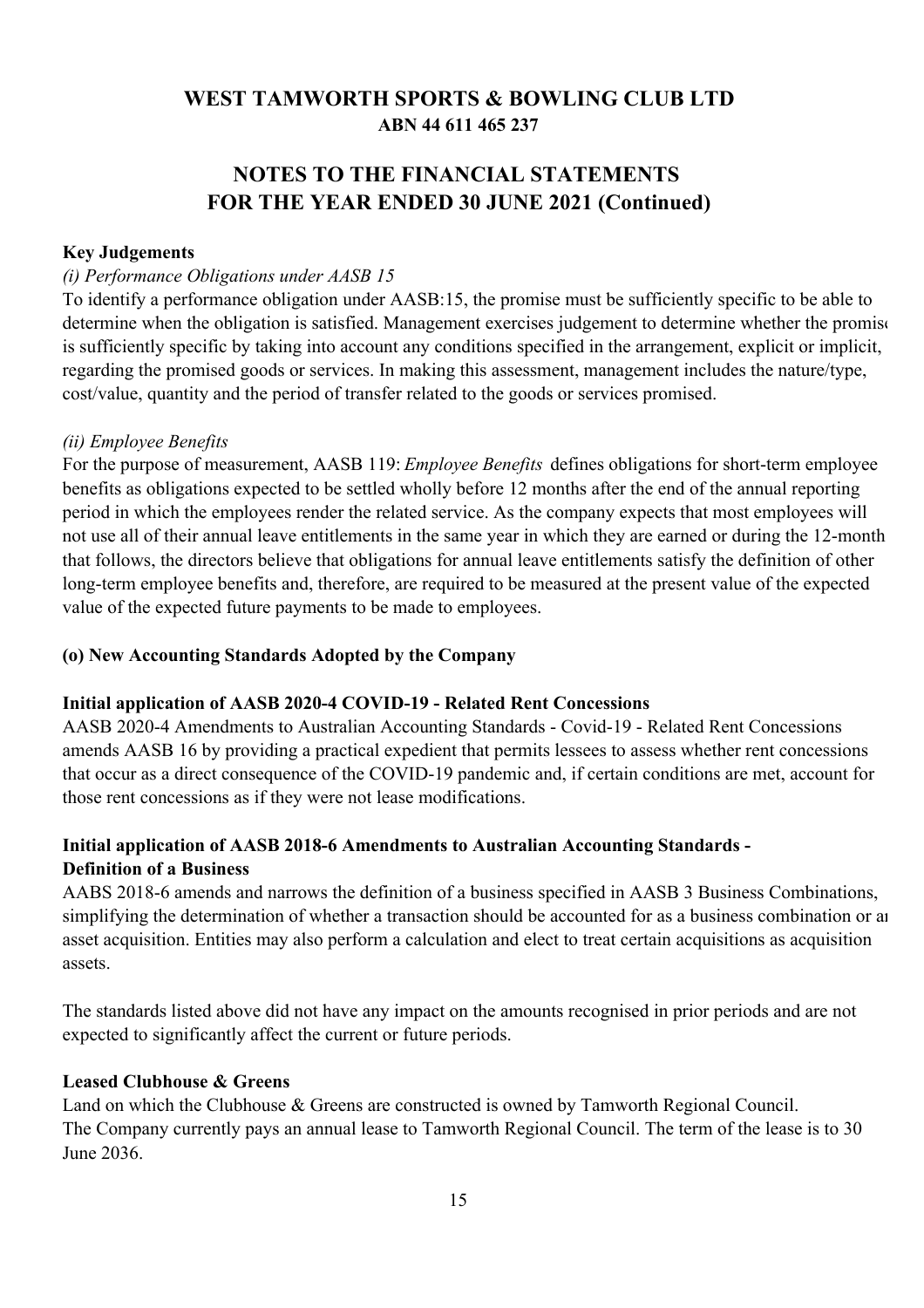**Key Judgements**

*(i) Performance Obligations under AASB 15*

To identify a performance obligation under AASB:15, the promise must be sufficiently specific to be able to determine when the obligation is satisfied. Management exercises judgement to determine whether the promise is sufficiently specific by taking into account any conditions specified in the arrangement, explicit or implicit, regarding the promised goods or services. In making this assessment, management includes the nature/type, cost/value, quantity and the period of transfer related to the goods or services promised.

*(ii) Employee Benefits*

For the purpose of measurement, AASB 119: *Employee Benefits* defines obligations for short-term employee benefits as obligations expected to be settled wholly before 12 months after the end of the annual reporting period in which the employees render the related service. As the company expects that most employees will not use all of their annual leave entitlements in the same year in which they are earned or during the 12-month that follows, the directors believe that obligations for annual leave entitlements satisfy the definition of other long-term employee benefits and, therefore, are required to be measured at the present value of the expected value of the expected future payments to be made to employees.

**(o) New Accounting Standards Adopted by the Company**

**Initial application of AASB 2020-4 COVID-19 - Related Rent Concessions**

AASB 2020-4 Amendments to Australian Accounting Standards - Covid-19 - Related Rent Concessions amends AASB 16 by providing a practical expedient that permits lessees to assess whether rent concessions that occur as a direct consequence of the COVID-19 pandemic and, if certain conditions are met, account for those rent concessions as if they were not lease modifications.

**Initial application of AASB 2018-6 Amendments to Australian Accounting Standards - Definition of a Business**

AABS 2018-6 amends and narrows the definition of a business specified in AASB 3 Business Combinations, simplifying the determination of whether a transaction should be accounted for as a business combination or an asset acquisition. Entities may also perform a calculation and elect to treat certain acquisitions as acquisition assets.

The standards listed above did not have any impact on the amounts recognised in prior periods and are not expected to significantly affect the current or future periods.

**Leased Clubhouse & Greens**

Land on which the Clubhouse & Greens are constructed is owned by Tamworth Regional Council.
The Company currently pays an annual lease to Tamworth Regional Council. The term of the lease is to 30 June 2036.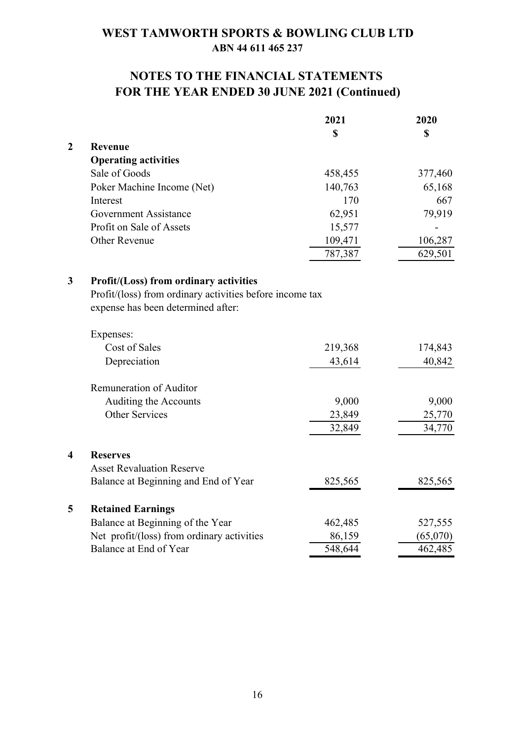# WEST TAMWORTH SPORTS & BOWLING CLUB LTD

**ABN 44 611 465 237**

## NOTES TO THE FINANCIAL STATEMENTS FOR THE YEAR ENDED 30 JUNE 2021 (Continued)

| | | 2021 | 2020 |
|---|---|---|---|
| | | $ | $ |
| **2** | **Revenue** | | |
| | **Operating activities** | | |
| | Sale of Goods | 458,455 | 377,460 |
| | Poker Machine Income (Net) | 140,763 | 65,168 |
| | Interest | 170 | 667 |
| | Government Assistance | 62,951 | 79,919 |
| | Profit on Sale of Assets | 15,577 | - |
| | Other Revenue | 109,471 | 106,287 |
| | | 787,387 | 629,501 |
| **3** | **Profit/(Loss) from ordinary activities** | | |
| | Profit/(loss) from ordinary activities before income tax expense has been determined after: | | |
| | Expenses: | | |
| | Cost of Sales | 219,368 | 174,843 |
| | Depreciation | 43,614 | 40,842 |
| | Remuneration of Auditor | | |
| | Auditing the Accounts | 9,000 | 9,000 |
| | Other Services | 23,849 | 25,770 |
| | | 32,849 | 34,770 |
| **4** | **Reserves** | | |
| | Asset Revaluation Reserve | | |
| | Balance at Beginning and End of Year | 825,565 | 825,565 |
| **5** | **Retained Earnings** | | |
| | Balance at Beginning of the Year | 462,485 | 527,555 |
| | Net profit/(loss) from ordinary activities | 86,159 | (65,070) |
| | Balance at End of Year | 548,644 | 462,485 |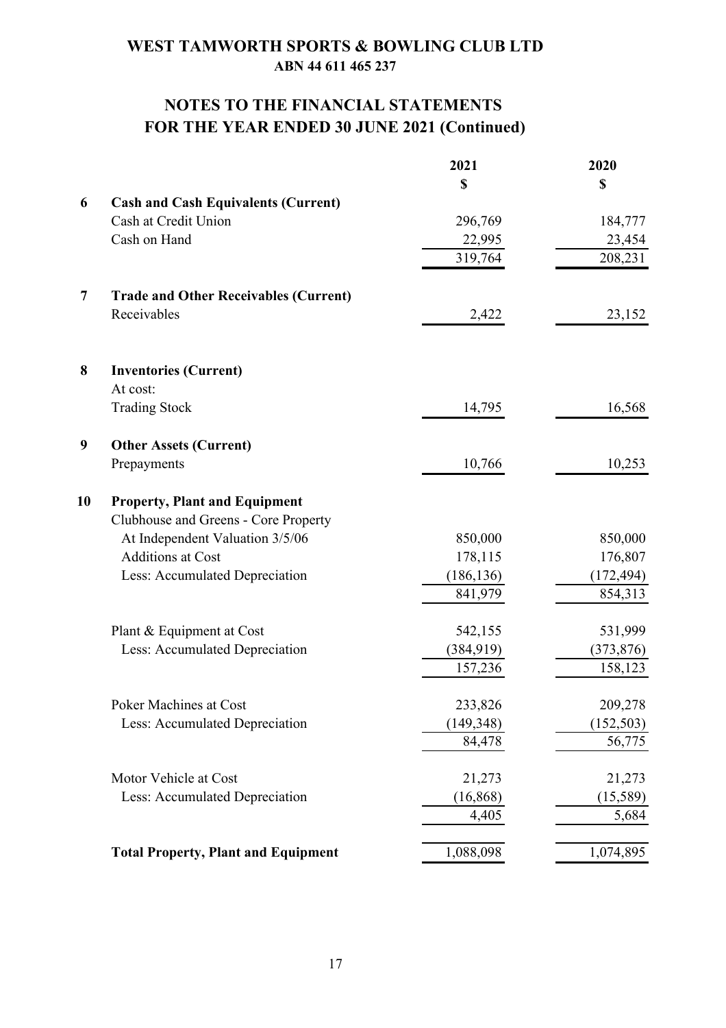# WEST TAMWORTH SPORTS & BOWLING CLUB LTD

**ABN 44 611 465 237**

## NOTES TO THE FINANCIAL STATEMENTS FOR THE YEAR ENDED 30 JUNE 2021 (Continued)

| | | 2021 | 2020 |
|---|---|---|---|
| | | **$** | **$** |
| **6** | **Cash and Cash Equivalents (Current)** | | |
| | Cash at Credit Union | 296,769 | 184,777 |
| | Cash on Hand | 22,995 | 23,454 |
| | | 319,764 | 208,231 |
| **7** | **Trade and Other Receivables (Current)** | | |
| | Receivables | 2,422 | 23,152 |
| **8** | **Inventories (Current)** | | |
| | At cost: | | |
| | Trading Stock | 14,795 | 16,568 |
| **9** | **Other Assets (Current)** | | |
| | Prepayments | 10,766 | 10,253 |
| **10** | **Property, Plant and Equipment** | | |
| | Clubhouse and Greens - Core Property | | |
| | At Independent Valuation 3/5/06 | 850,000 | 850,000 |
| | Additions at Cost | 178,115 | 176,807 |
| | Less: Accumulated Depreciation | (186,136) | (172,494) |
| | | 841,979 | 854,313 |
| | Plant & Equipment at Cost | 542,155 | 531,999 |
| | Less: Accumulated Depreciation | (384,919) | (373,876) |
| | | 157,236 | 158,123 |
| | Poker Machines at Cost | 233,826 | 209,278 |
| | Less: Accumulated Depreciation | (149,348) | (152,503) |
| | | 84,478 | 56,775 |
| | Motor Vehicle at Cost | 21,273 | 21,273 |
| | Less: Accumulated Depreciation | (16,868) | (15,589) |
| | | 4,405 | 5,684 |
| | **Total Property, Plant and Equipment** | 1,088,098 | 1,074,895 |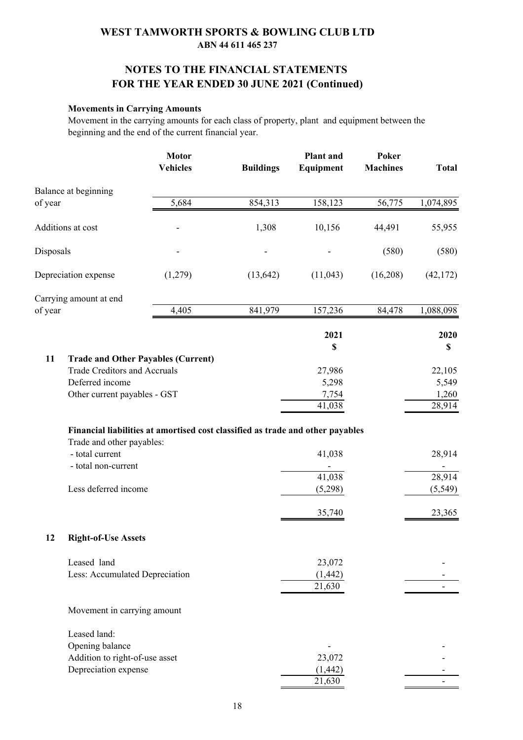# WEST TAMWORTH SPORTS & BOWLING CLUB LTD
**ABN 44 611 465 237**

## NOTES TO THE FINANCIAL STATEMENTS FOR THE YEAR ENDED 30 JUNE 2021 (Continued)

**Movements in Carrying Amounts**

Movement in the carrying amounts for each class of property, plant and equipment between the beginning and the end of the current financial year.

| | Motor Vehicles | Buildings | Plant and Equipment | Poker Machines | Total |
|---|---|---|---|---|---|
| Balance at beginning of year | 5,684 | 854,313 | 158,123 | 56,775 | 1,074,895 |
| Additions at cost | - | 1,308 | 10,156 | 44,491 | 55,955 |
| Disposals | - | - | - | (580) | (580) |
| Depreciation expense | (1,279) | (13,642) | (11,043) | (16,208) | (42,172) |
| Carrying amount at end of year | 4,405 | 841,979 | 157,236 | 84,478 | 1,088,098 |

| | | 2021 $ | 2020 $ |
|---|---|---|---|
| **11** | **Trade and Other Payables (Current)** | | |
| | Trade Creditors and Accruals | 27,986 | 22,105 |
| | Deferred income | 5,298 | 5,549 |
| | Other current payables - GST | 7,754 | 1,260 |
| | | 41,038 | 28,914 |
| | **Financial liabilities at amortised cost classified as trade and other payables** | | |
| | Trade and other payables: | | |
| | - total current | 41,038 | 28,914 |
| | - total non-current | - | - |
| | | 41,038 | 28,914 |
| | Less deferred income | (5,298) | (5,549) |
| | | 35,740 | 23,365 |
| **12** | **Right-of-Use Assets** | | |
| | Leased land | 23,072 | - |
| | Less: Accumulated Depreciation | (1,442) | - |
| | | 21,630 | - |
| | Movement in carrying amount | | |
| | Leased land: | | |
| | Opening balance | - | - |
| | Addition to right-of-use asset | 23,072 | - |
| | Depreciation expense | (1,442) | - |
| | | 21,630 | - |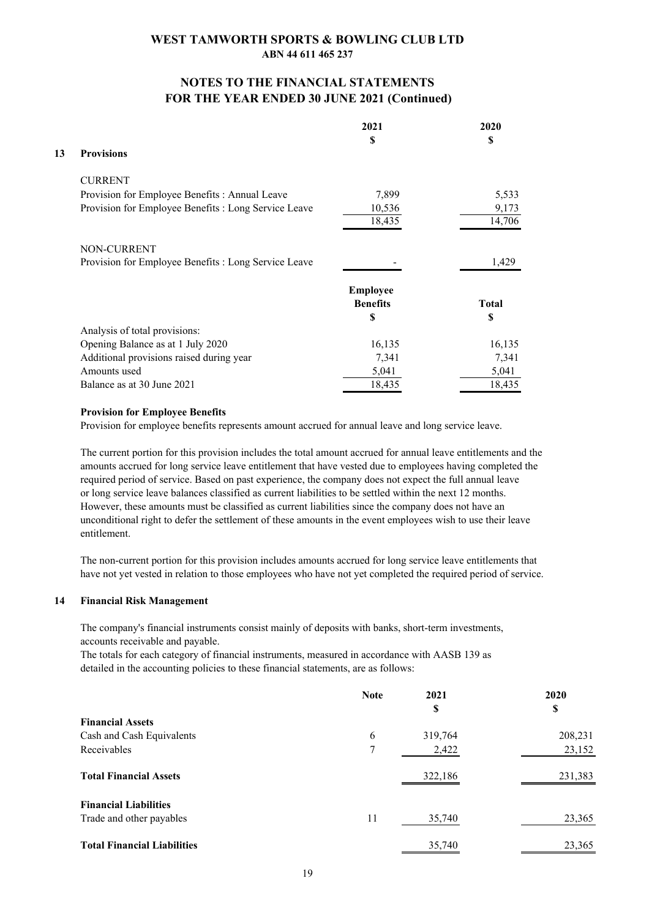**WEST TAMWORTH SPORTS & BOWLING CLUB LTD**
**ABN 44 611 465 237**

## NOTES TO THE FINANCIAL STATEMENTS FOR THE YEAR ENDED 30 JUNE 2021 (Continued)

### 13 Provisions

| | 2021 $ | 2020 $ |
|---|---|---|
| CURRENT | | |
| Provision for Employee Benefits : Annual Leave | 7,899 | 5,533 |
| Provision for Employee Benefits : Long Service Leave | 10,536 | 9,173 |
| | 18,435 | 14,706 |
| NON-CURRENT | | |
| Provision for Employee Benefits : Long Service Leave | - | 1,429 |

| | Employee Benefits $ | Total $ |
|---|---|---|
| Analysis of total provisions: | | |
| Opening Balance as at 1 July 2020 | 16,135 | 16,135 |
| Additional provisions raised during year | 7,341 | 7,341 |
| Amounts used | 5,041 | 5,041 |
| Balance as at 30 June 2021 | 18,435 | 18,435 |

**Provision for Employee Benefits**

Provision for employee benefits represents amount accrued for annual leave and long service leave.

The current portion for this provision includes the total amount accrued for annual leave entitlements and the amounts accrued for long service leave entitlement that have vested due to employees having completed the required period of service. Based on past experience, the company does not expect the full annual leave or long service leave balances classified as current liabilities to be settled within the next 12 months. However, these amounts must be classified as current liabilities since the company does not have an unconditional right to defer the settlement of these amounts in the event employees wish to use their leave entitlement.

The non-current portion for this provision includes amounts accrued for long service leave entitlements that have not yet vested in relation to those employees who have not yet completed the required period of service.

### 14 Financial Risk Management

The company's financial instruments consist mainly of deposits with banks, short-term investments, accounts receivable and payable.

The totals for each category of financial instruments, measured in accordance with AASB 139 as detailed in the accounting policies to these financial statements, are as follows:

| | Note | 2021 $ | 2020 $ |
|---|---|---|---|
| **Financial Assets** | | | |
| Cash and Cash Equivalents | 6 | 319,764 | 208,231 |
| Receivables | 7 | 2,422 | 23,152 |
| **Total Financial Assets** | | 322,186 | 231,383 |
| **Financial Liabilities** | | | |
| Trade and other payables | 11 | 35,740 | 23,365 |
| **Total Financial Liabilities** | | 35,740 | 23,365 |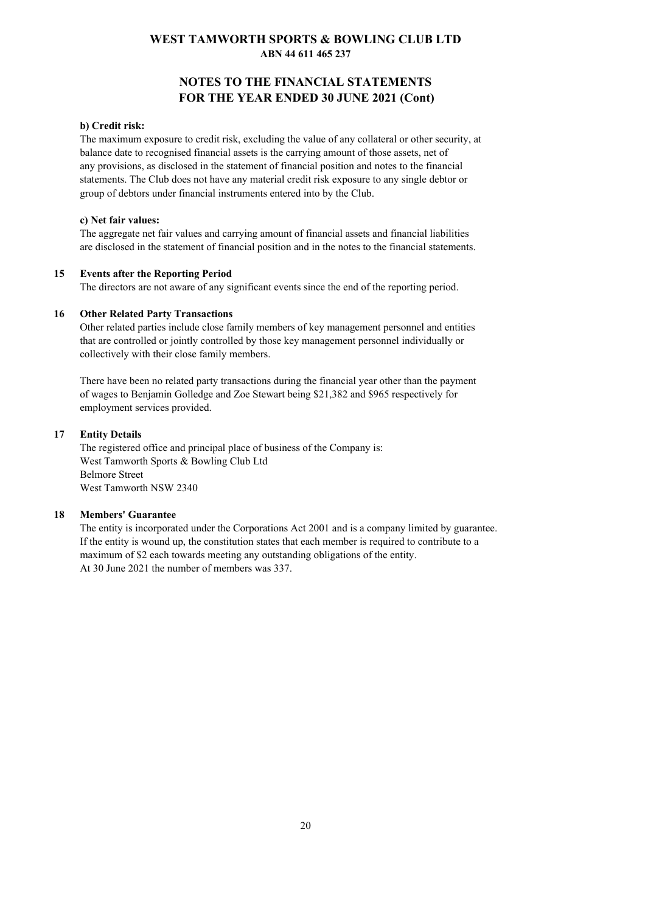**b) Credit risk:**

The maximum exposure to credit risk, excluding the value of any collateral or other security, at balance date to recognised financial assets is the carrying amount of those assets, net of any provisions, as disclosed in the statement of financial position and notes to the financial statements. The Club does not have any material credit risk exposure to any single debtor or group of debtors under financial instruments entered into by the Club.

**c) Net fair values:**

The aggregate net fair values and carrying amount of financial assets and financial liabilities are disclosed in the statement of financial position and in the notes to the financial statements.

## 15 Events after the Reporting Period

The directors are not aware of any significant events since the end of the reporting period.

## 16 Other Related Party Transactions

Other related parties include close family members of key management personnel and entities that are controlled or jointly controlled by those key management personnel individually or collectively with their close family members.

There have been no related party transactions during the financial year other than the payment of wages to Benjamin Golledge and Zoe Stewart being $21,382 and $965 respectively for employment services provided.

## 17 Entity Details

The registered office and principal place of business of the Company is:
West Tamworth Sports & Bowling Club Ltd
Belmore Street
West Tamworth NSW 2340

## 18 Members' Guarantee

The entity is incorporated under the Corporations Act 2001 and is a company limited by guarantee. If the entity is wound up, the constitution states that each member is required to contribute to a maximum of $2 each towards meeting any outstanding obligations of the entity.
At 30 June 2021 the number of members was 337.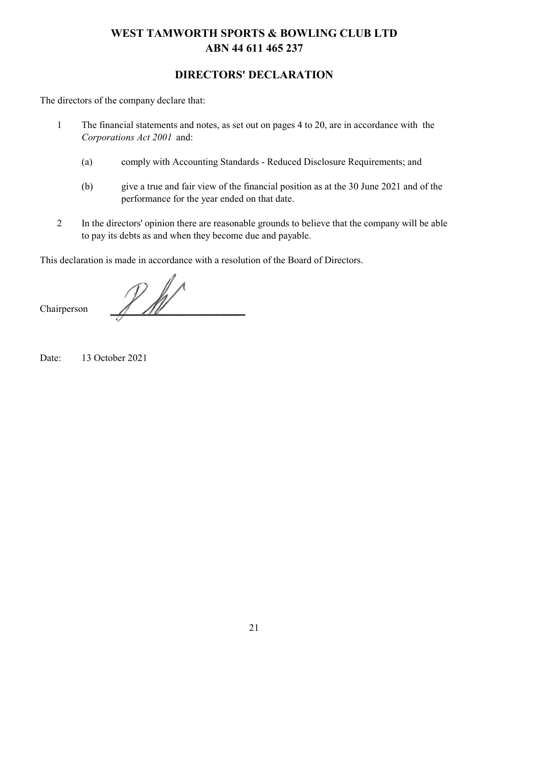# WEST TAMWORTH SPORTS & BOWLING CLUB LTD
## ABN 44 611 465 237

## DIRECTORS' DECLARATION

The directors of the company declare that:

1. The financial statements and notes, as set out on pages 4 to 20, are in accordance with the *Corporations Act 2001* and:

   (a) comply with Accounting Standards - Reduced Disclosure Requirements; and

   (b) give a true and fair view of the financial position as at the 30 June 2021 and of the performance for the year ended on that date.

2. In the directors' opinion there are reasonable grounds to believe that the company will be able to pay its debts as and when they become due and payable.

This declaration is made in accordance with a resolution of the Board of Directors.

Chairperson \_\_\_\_\_\_\_\_\_\_\_\_\_\_\_\_\_\_\_\_

Date: 13 October 2021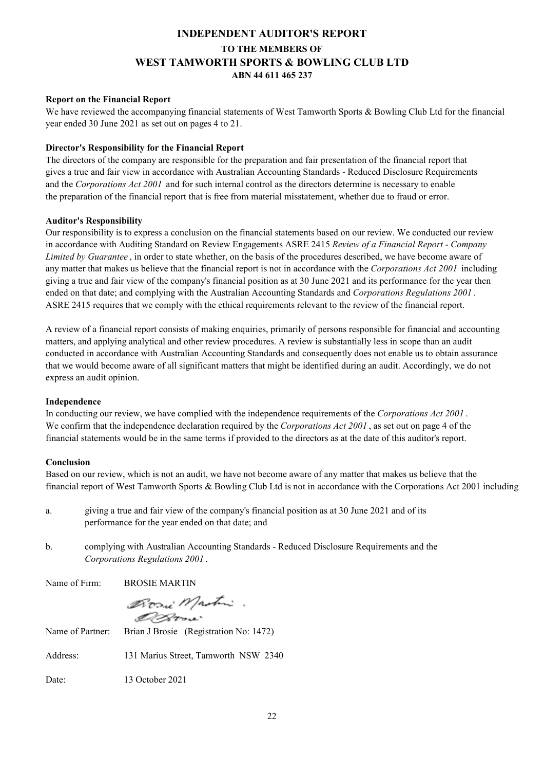# INDEPENDENT AUDITOR'S REPORT
## TO THE MEMBERS OF
## WEST TAMWORTH SPORTS & BOWLING CLUB LTD
### ABN 44 611 465 237

**Report on the Financial Report**

We have reviewed the accompanying financial statements of West Tamworth Sports & Bowling Club Ltd for the financial year ended 30 June 2021 as set out on pages 4 to 21.

**Director's Responsibility for the Financial Report**

The directors of the company are responsible for the preparation and fair presentation of the financial report that gives a true and fair view in accordance with Australian Accounting Standards - Reduced Disclosure Requirements and the *Corporations Act 2001* and for such internal control as the directors determine is necessary to enable the preparation of the financial report that is free from material misstatement, whether due to fraud or error.

**Auditor's Responsibility**

Our responsibility is to express a conclusion on the financial statements based on our review. We conducted our review in accordance with Auditing Standard on Review Engagements ASRE 2415 *Review of a Financial Report - Company Limited by Guarantee* , in order to state whether, on the basis of the procedures described, we have become aware of any matter that makes us believe that the financial report is not in accordance with the *Corporations Act 2001* including giving a true and fair view of the company's financial position as at 30 June 2021 and its performance for the year then ended on that date; and complying with the Australian Accounting Standards and *Corporations Regulations 2001* . ASRE 2415 requires that we comply with the ethical requirements relevant to the review of the financial report.

A review of a financial report consists of making enquiries, primarily of persons responsible for financial and accounting matters, and applying analytical and other review procedures. A review is substantially less in scope than an audit conducted in accordance with Australian Accounting Standards and consequently does not enable us to obtain assurance that we would become aware of all significant matters that might be identified during an audit. Accordingly, we do not express an audit opinion.

**Independence**

In conducting our review, we have complied with the independence requirements of the *Corporations Act 2001* . We confirm that the independence declaration required by the *Corporations Act 2001* , as set out on page 4 of the financial statements would be in the same terms if provided to the directors as at the date of this auditor's report.

**Conclusion**

Based on our review, which is not an audit, we have not become aware of any matter that makes us believe that the financial report of West Tamworth Sports & Bowling Club Ltd is not in accordance with the Corporations Act 2001 including:

a. giving a true and fair view of the company's financial position as at 30 June 2021 and of its performance for the year ended on that date; and

b. complying with Australian Accounting Standards - Reduced Disclosure Requirements and the *Corporations Regulations 2001* .

Name of Firm: BROSIE MARTIN

Name of Partner: Brian J Brosie (Registration No: 1472)

Address: 131 Marius Street, Tamworth NSW 2340

Date: 13 October 2021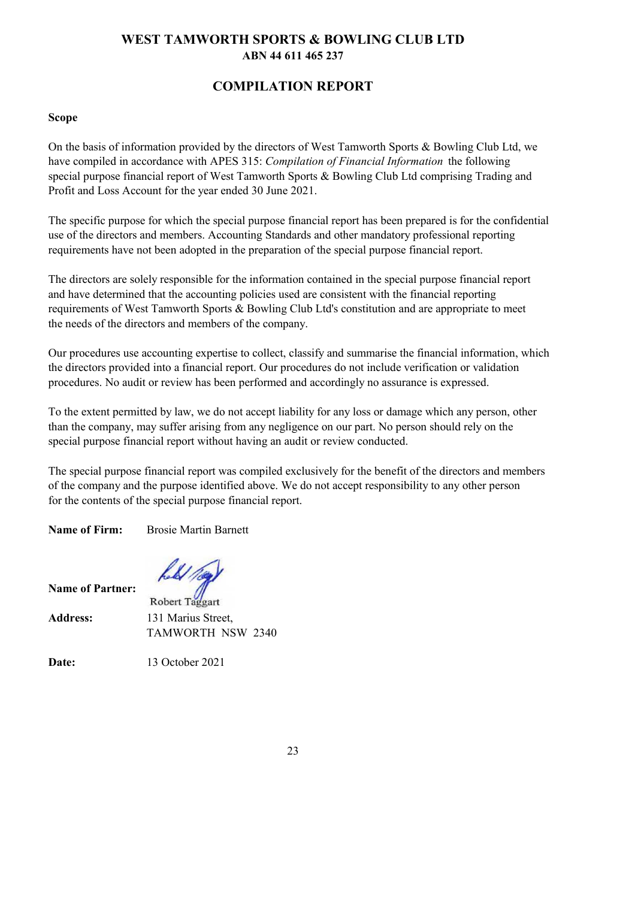# WEST TAMWORTH SPORTS & BOWLING CLUB LTD
**ABN 44 611 465 237**

## COMPILATION REPORT

**Scope**

On the basis of information provided by the directors of West Tamworth Sports & Bowling Club Ltd, we have compiled in accordance with APES 315: *Compilation of Financial Information* the following special purpose financial report of West Tamworth Sports & Bowling Club Ltd comprising Trading and Profit and Loss Account for the year ended 30 June 2021.

The specific purpose for which the special purpose financial report has been prepared is for the confidential use of the directors and members. Accounting Standards and other mandatory professional reporting requirements have not been adopted in the preparation of the special purpose financial report.

The directors are solely responsible for the information contained in the special purpose financial report and have determined that the accounting policies used are consistent with the financial reporting requirements of West Tamworth Sports & Bowling Club Ltd's constitution and are appropriate to meet the needs of the directors and members of the company.

Our procedures use accounting expertise to collect, classify and summarise the financial information, which the directors provided into a financial report. Our procedures do not include verification or validation procedures. No audit or review has been performed and accordingly no assurance is expressed.

To the extent permitted by law, we do not accept liability for any loss or damage which any person, other than the company, may suffer arising from any negligence on our part. No person should rely on the special purpose financial report without having an audit or review conducted.

The special purpose financial report was compiled exclusively for the benefit of the directors and members of the company and the purpose identified above. We do not accept responsibility to any other person for the contents of the special purpose financial report.

**Name of Firm:** Brosie Martin Barnett

**Name of Partner:** Robert Taggart

**Address:** 131 Marius Street,
TAMWORTH NSW 2340

**Date:** 13 October 2021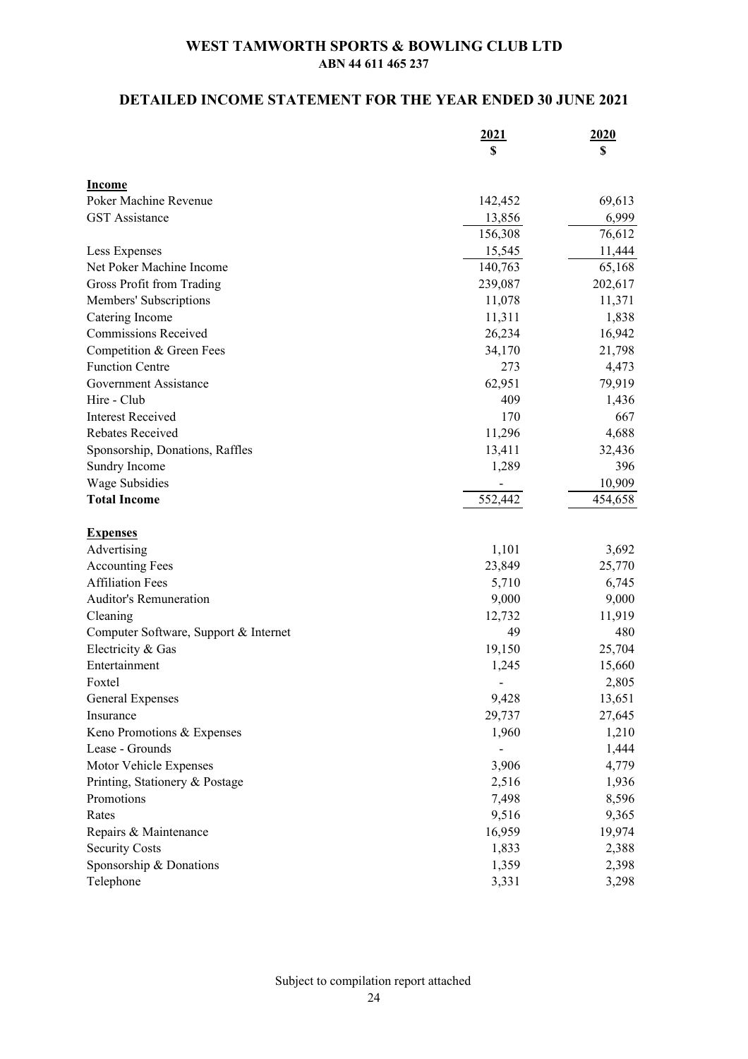# WEST TAMWORTH SPORTS & BOWLING CLUB LTD

**ABN 44 611 465 237**

## DETAILED INCOME STATEMENT FOR THE YEAR ENDED 30 JUNE 2021

| | 2021<br>$ | 2020<br>$ |
|---|---|---|
| **Income** | | |
| Poker Machine Revenue | 142,452 | 69,613 |
| GST Assistance | 13,856 | 6,999 |
| | 156,308 | 76,612 |
| Less Expenses | 15,545 | 11,444 |
| Net Poker Machine Income | 140,763 | 65,168 |
| Gross Profit from Trading | 239,087 | 202,617 |
| Members' Subscriptions | 11,078 | 11,371 |
| Catering Income | 11,311 | 1,838 |
| Commissions Received | 26,234 | 16,942 |
| Competition & Green Fees | 34,170 | 21,798 |
| Function Centre | 273 | 4,473 |
| Government Assistance | 62,951 | 79,919 |
| Hire - Club | 409 | 1,436 |
| Interest Received | 170 | 667 |
| Rebates Received | 11,296 | 4,688 |
| Sponsorship, Donations, Raffles | 13,411 | 32,436 |
| Sundry Income | 1,289 | 396 |
| Wage Subsidies | - | 10,909 |
| **Total Income** | 552,442 | 454,658 |
| **Expenses** | | |
| Advertising | 1,101 | 3,692 |
| Accounting Fees | 23,849 | 25,770 |
| Affiliation Fees | 5,710 | 6,745 |
| Auditor's Remuneration | 9,000 | 9,000 |
| Cleaning | 12,732 | 11,919 |
| Computer Software, Support & Internet | 49 | 480 |
| Electricity & Gas | 19,150 | 25,704 |
| Entertainment | 1,245 | 15,660 |
| Foxtel | - | 2,805 |
| General Expenses | 9,428 | 13,651 |
| Insurance | 29,737 | 27,645 |
| Keno Promotions & Expenses | 1,960 | 1,210 |
| Lease - Grounds | - | 1,444 |
| Motor Vehicle Expenses | 3,906 | 4,779 |
| Printing, Stationery & Postage | 2,516 | 1,936 |
| Promotions | 7,498 | 8,596 |
| Rates | 9,516 | 9,365 |
| Repairs & Maintenance | 16,959 | 19,974 |
| Security Costs | 1,833 | 2,388 |
| Sponsorship & Donations | 1,359 | 2,398 |
| Telephone | 3,331 | 3,298 |

Subject to compilation report attached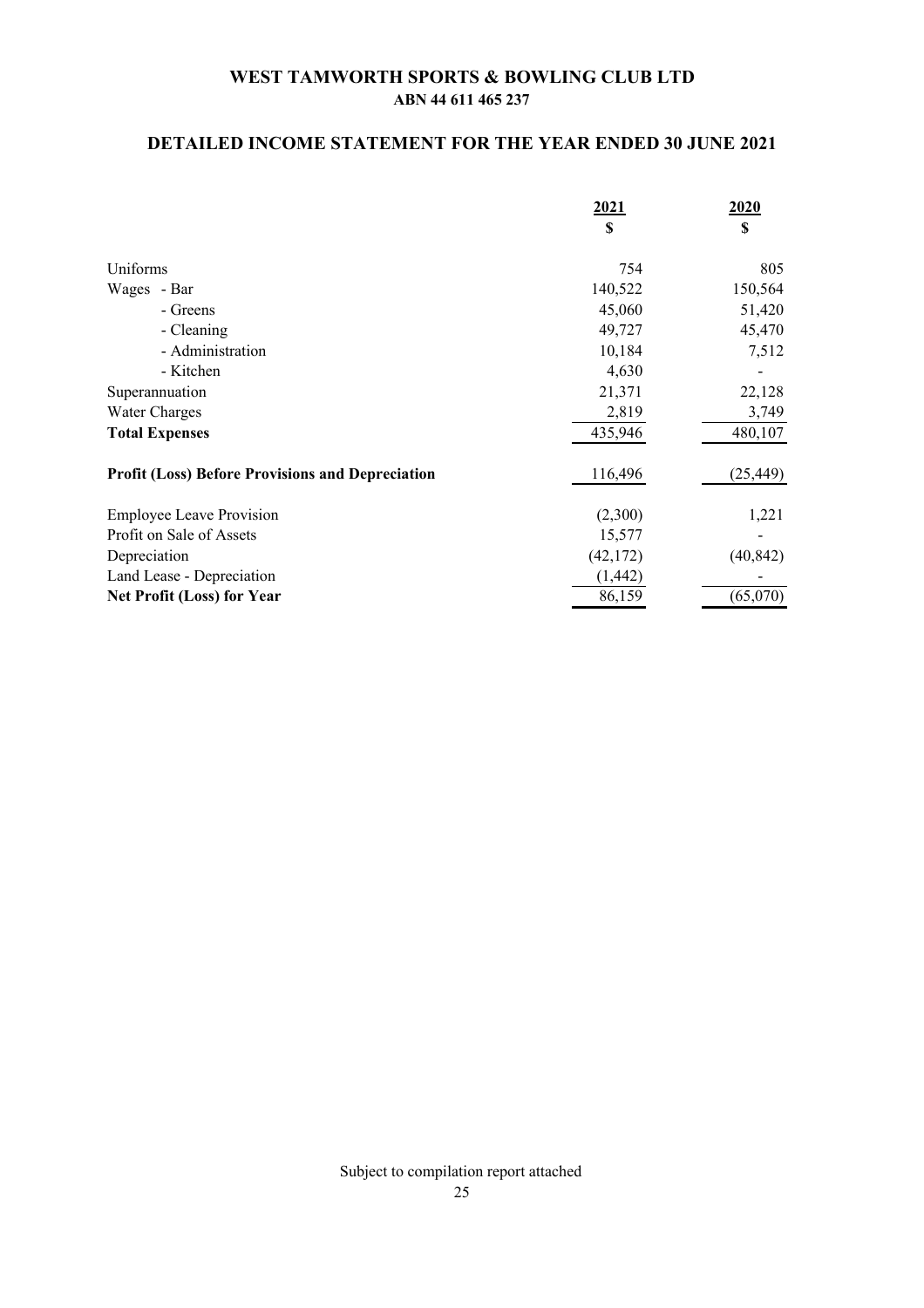# WEST TAMWORTH SPORTS & BOWLING CLUB LTD

**ABN 44 611 465 237**

## DETAILED INCOME STATEMENT FOR THE YEAR ENDED 30 JUNE 2021

| | 2021<br>$ | 2020<br>$ |
|---|---|---|
| Uniforms | 754 | 805 |
| Wages - Bar | 140,522 | 150,564 |
| - Greens | 45,060 | 51,420 |
| - Cleaning | 49,727 | 45,470 |
| - Administration | 10,184 | 7,512 |
| - Kitchen | 4,630 | - |
| Superannuation | 21,371 | 22,128 |
| Water Charges | 2,819 | 3,749 |
| **Total Expenses** | 435,946 | 480,107 |
| **Profit (Loss) Before Provisions and Depreciation** | 116,496 | (25,449) |
| Employee Leave Provision | (2,300) | 1,221 |
| Profit on Sale of Assets | 15,577 | - |
| Depreciation | (42,172) | (40,842) |
| Land Lease - Depreciation | (1,442) | - |
| **Net Profit (Loss) for Year** | 86,159 | (65,070) |

Subject to compilation report attached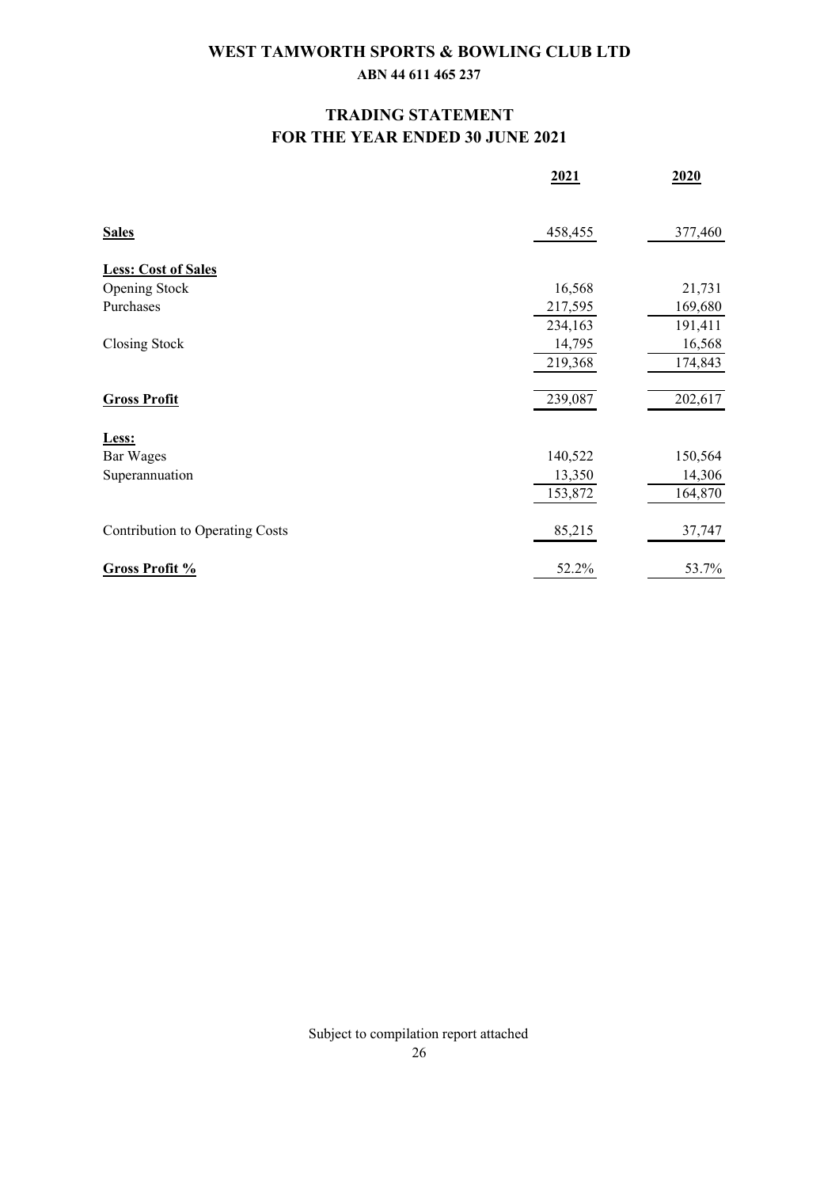# WEST TAMWORTH SPORTS & BOWLING CLUB LTD

**ABN 44 611 465 237**

## TRADING STATEMENT
## FOR THE YEAR ENDED 30 JUNE 2021

| | 2021 | 2020 |
|---|---|---|
| **Sales** | 458,455 | 377,460 |
| **Less: Cost of Sales** | | |
| Opening Stock | 16,568 | 21,731 |
| Purchases | 217,595 | 169,680 |
| | 234,163 | 191,411 |
| Closing Stock | 14,795 | 16,568 |
| | 219,368 | 174,843 |
| **Gross Profit** | 239,087 | 202,617 |
| **Less:** | | |
| Bar Wages | 140,522 | 150,564 |
| Superannuation | 13,350 | 14,306 |
| | 153,872 | 164,870 |
| Contribution to Operating Costs | 85,215 | 37,747 |
| **Gross Profit %** | 52.2% | 53.7% |

Subject to compilation report attached